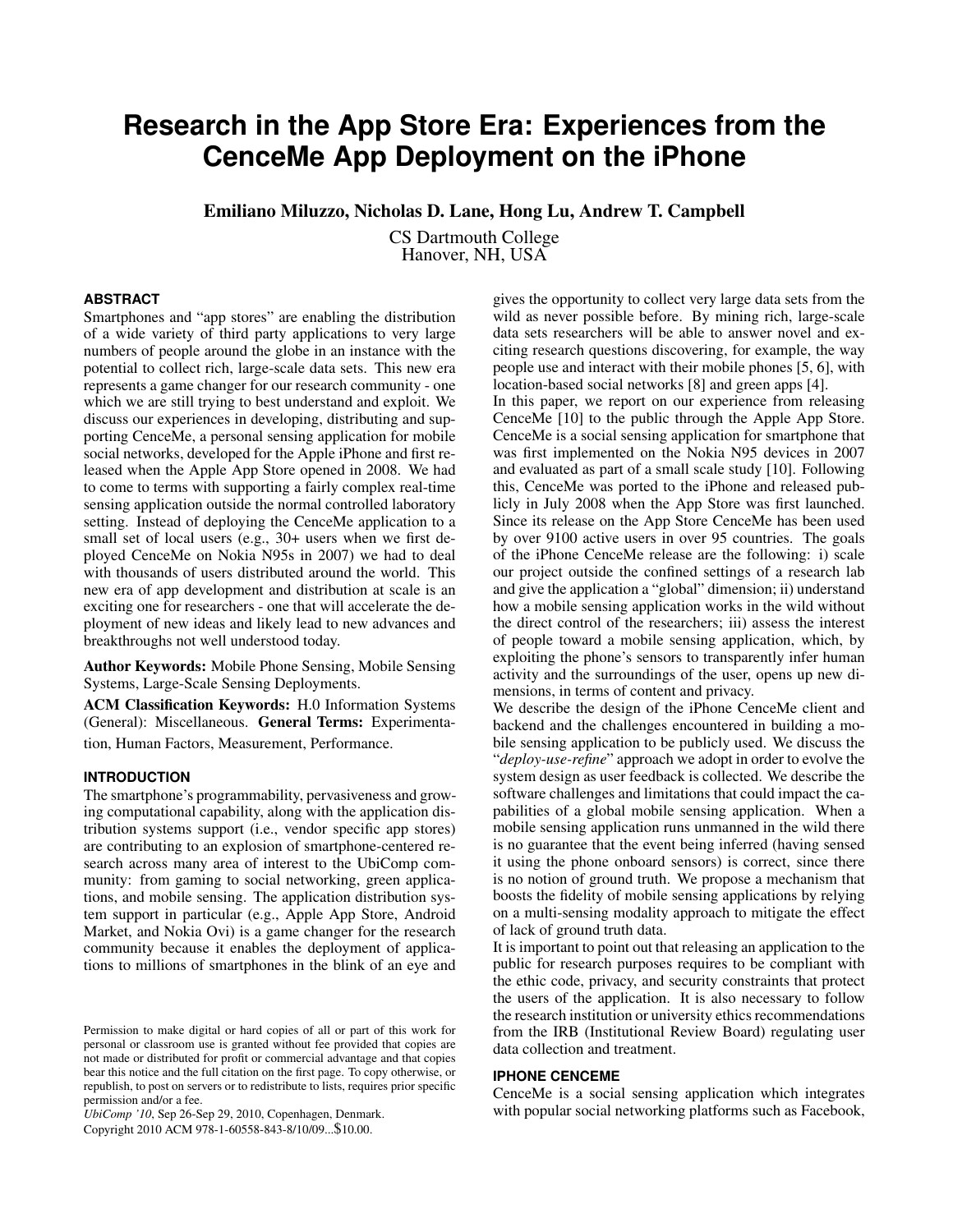# Research in the App Store Era: Experiences from the CenceMe App Deployment on the iPhone

**Emiliano Miluzzo, Nicholas D. Lane, Hong Lu, Andrew T. Campbell**

CS Dartmouth College
Hanover, NH, USA

## ABSTRACT

Smartphones and "app stores" are enabling the distribution of a wide variety of third party applications to very large numbers of people around the globe in an instance with the potential to collect rich, large-scale data sets. This new era represents a game changer for our research community - one which we are still trying to best understand and exploit. We discuss our experiences in developing, distributing and supporting CenceMe, a personal sensing application for mobile social networks, developed for the Apple iPhone and first released when the Apple App Store opened in 2008. We had to come to terms with supporting a fairly complex real-time sensing application outside the normal controlled laboratory setting. Instead of deploying the CenceMe application to a small set of local users (e.g., 30+ users when we first deployed CenceMe on Nokia N95s in 2007) we had to deal with thousands of users distributed around the world. This new era of app development and distribution at scale is an exciting one for researchers - one that will accelerate the deployment of new ideas and likely lead to new advances and breakthroughs not well understood today.

**Author Keywords:** Mobile Phone Sensing, Mobile Sensing Systems, Large-Scale Sensing Deployments.

**ACM Classification Keywords:** H.0 Information Systems (General): Miscellaneous. **General Terms:** Experimentation, Human Factors, Measurement, Performance.

## INTRODUCTION

The smartphone's programmability, pervasiveness and growing computational capability, along with the application distribution systems support (i.e., vendor specific app stores) are contributing to an explosion of smartphone-centered research across many area of interest to the UbiComp community: from gaming to social networking, green applications, and mobile sensing. The application distribution system support in particular (e.g., Apple App Store, Android Market, and Nokia Ovi) is a game changer for the research community because it enables the deployment of applications to millions of smartphones in the blink of an eye and gives the opportunity to collect very large data sets from the wild as never possible before. By mining rich, large-scale data sets researchers will be able to answer novel and exciting research questions discovering, for example, the way people use and interact with their mobile phones [5, 6], with location-based social networks [8] and green apps [4].

In this paper, we report on our experience from releasing CenceMe [10] to the public through the Apple App Store. CenceMe is a social sensing application for smartphone that was first implemented on the Nokia N95 devices in 2007 and evaluated as part of a small scale study [10]. Following this, CenceMe was ported to the iPhone and released publicly in July 2008 when the App Store was first launched. Since its release on the App Store CenceMe has been used by over 9100 active users in over 95 countries. The goals of the iPhone CenceMe release are the following: i) scale our project outside the confined settings of a research lab and give the application a "global" dimension; ii) understand how a mobile sensing application works in the wild without the direct control of the researchers; iii) assess the interest of people toward a mobile sensing application, which, by exploiting the phone's sensors to transparently infer human activity and the surroundings of the user, opens up new dimensions, in terms of content and privacy.

We describe the design of the iPhone CenceMe client and backend and the challenges encountered in building a mobile sensing application to be publicly used. We discuss the "*deploy-use-refine*" approach we adopt in order to evolve the system design as user feedback is collected. We describe the software challenges and limitations that could impact the capabilities of a global mobile sensing application. When a mobile sensing application runs unmanned in the wild there is no guarantee that the event being inferred (having sensed it using the phone onboard sensors) is correct, since there is no notion of ground truth. We propose a mechanism that boosts the fidelity of mobile sensing applications by relying on a multi-sensing modality approach to mitigate the effect of lack of ground truth data.

It is important to point out that releasing an application to the public for research purposes requires to be compliant with the ethic code, privacy, and security constraints that protect the users of the application. It is also necessary to follow the research institution or university ethics recommendations from the IRB (Institutional Review Board) regulating user data collection and treatment.

## IPHONE CENCEME

CenceMe is a social sensing application which integrates with popular social networking platforms such as Facebook,

Permission to make digital or hard copies of all or part of this work for personal or classroom use is granted without fee provided that copies are not made or distributed for profit or commercial advantage and that copies bear this notice and the full citation on the first page. To copy otherwise, or republish, to post on servers or to redistribute to lists, requires prior specific permission and/or a fee.
*UbiComp '10*, Sep 26-Sep 29, 2010, Copenhagen, Denmark.
Copyright 2010 ACM 978-1-60558-843-8/10/09...$10.00.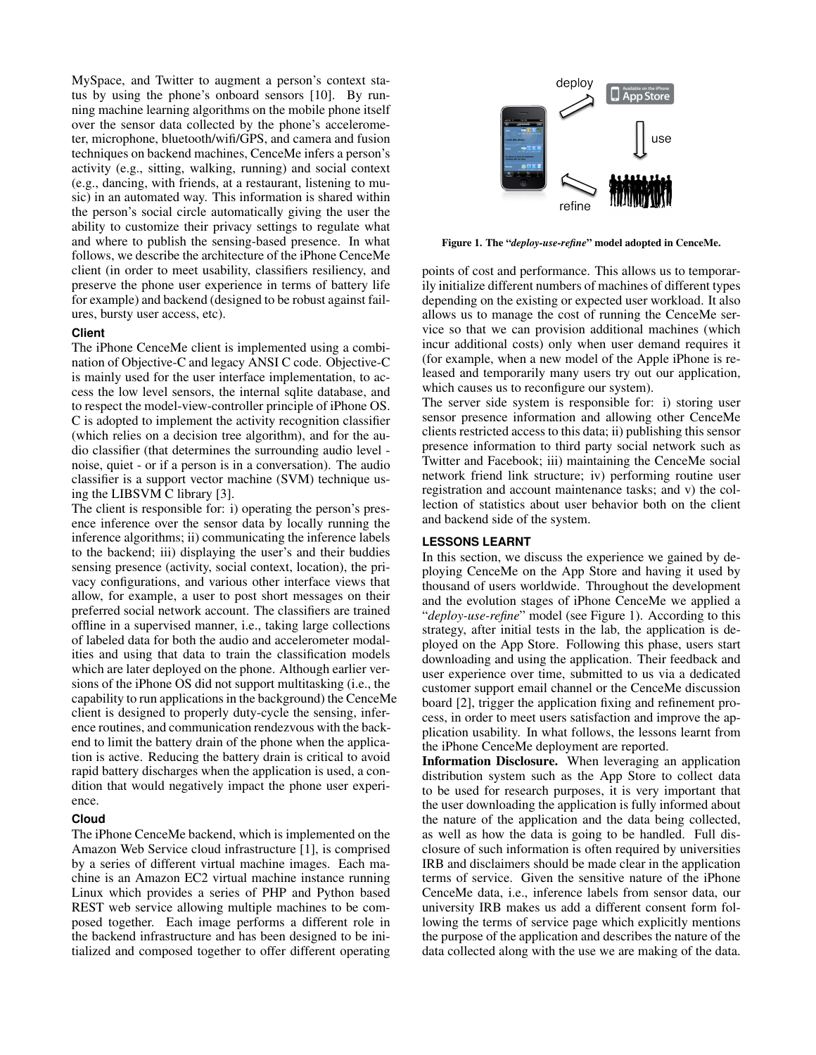MySpace, and Twitter to augment a person's context status by using the phone's onboard sensors [10]. By running machine learning algorithms on the mobile phone itself over the sensor data collected by the phone's accelerometer, microphone, bluetooth/wifi/GPS, and camera and fusion techniques on backend machines, CenceMe infers a person's activity (e.g., sitting, walking, running) and social context (e.g., dancing, with friends, at a restaurant, listening to music) in an automated way. This information is shared within the person's social circle automatically giving the user the ability to customize their privacy settings to regulate what and where to publish the sensing-based presence. In what follows, we describe the architecture of the iPhone CenceMe client (in order to meet usability, classifiers resiliency, and preserve the phone user experience in terms of battery life for example) and backend (designed to be robust against failures, bursty user access, etc).

### Client

The iPhone CenceMe client is implemented using a combination of Objective-C and legacy ANSI C code. Objective-C is mainly used for the user interface implementation, to access the low level sensors, the internal sqlite database, and to respect the model-view-controller principle of iPhone OS. C is adopted to implement the activity recognition classifier (which relies on a decision tree algorithm), and for the audio classifier (that determines the surrounding audio level - noise, quiet - or if a person is in a conversation). The audio classifier is a support vector machine (SVM) technique using the LIBSVM C library [3].

The client is responsible for: i) operating the person's presence inference over the sensor data by locally running the inference algorithms; ii) communicating the inference labels to the backend; iii) displaying the user's and their buddies sensing presence (activity, social context, location), the privacy configurations, and various other interface views that allow, for example, a user to post short messages on their preferred social network account. The classifiers are trained offline in a supervised manner, i.e., taking large collections of labeled data for both the audio and accelerometer modalities and using that data to train the classification models which are later deployed on the phone. Although earlier versions of the iPhone OS did not support multitasking (i.e., the capability to run applications in the background) the CenceMe client is designed to properly duty-cycle the sensing, inference routines, and communication rendezvous with the backend to limit the battery drain of the phone when the application is active. Reducing the battery drain is critical to avoid rapid battery discharges when the application is used, a condition that would negatively impact the phone user experience.

### Cloud

The iPhone CenceMe backend, which is implemented on the Amazon Web Service cloud infrastructure [1], is comprised by a series of different virtual machine images. Each machine is an Amazon EC2 virtual machine instance running Linux which provides a series of PHP and Python based REST web service allowing multiple machines to be composed together. Each image performs a different role in the backend infrastructure and has been designed to be initialized and composed together to offer different operating points of cost and performance. This allows us to temporarily initialize different numbers of machines of different types depending on the existing or expected user workload. It also allows us to manage the cost of running the CenceMe service so that we can provision additional machines (which incur additional costs) only when user demand requires it (for example, when a new model of the Apple iPhone is released and temporarily many users try out our application, which causes us to reconfigure our system).

The server side system is responsible for: i) storing user sensor presence information and allowing other CenceMe clients restricted access to this data; ii) publishing this sensor presence information to third party social network such as Twitter and Facebook; iii) maintaining the CenceMe social network friend link structure; iv) performing routine user registration and account maintenance tasks; and v) the collection of statistics about user behavior both on the client and backend side of the system.

**Figure 1. The "*deploy-use-refine*" model adopted in CenceMe.**

## LESSONS LEARNT

In this section, we discuss the experience we gained by deploying CenceMe on the App Store and having it used by thousand of users worldwide. Throughout the development and the evolution stages of iPhone CenceMe we applied a "*deploy-use-refine*" model (see Figure 1). According to this strategy, after initial tests in the lab, the application is deployed on the App Store. Following this phase, users start downloading and using the application. Their feedback and user experience over time, submitted to us via a dedicated customer support email channel or the CenceMe discussion board [2], trigger the application fixing and refinement process, in order to meet users satisfaction and improve the application usability. In what follows, the lessons learnt from the iPhone CenceMe deployment are reported.

**Information Disclosure.** When leveraging an application distribution system such as the App Store to collect data to be used for research purposes, it is very important that the user downloading the application is fully informed about the nature of the application and the data being collected, as well as how the data is going to be handled. Full disclosure of such information is often required by universities IRB and disclaimers should be made clear in the application terms of service. Given the sensitive nature of the iPhone CenceMe data, i.e., inference labels from sensor data, our university IRB makes us add a different consent form following the terms of service page which explicitly mentions the purpose of the application and describes the nature of the data collected along with the use we are making of the data.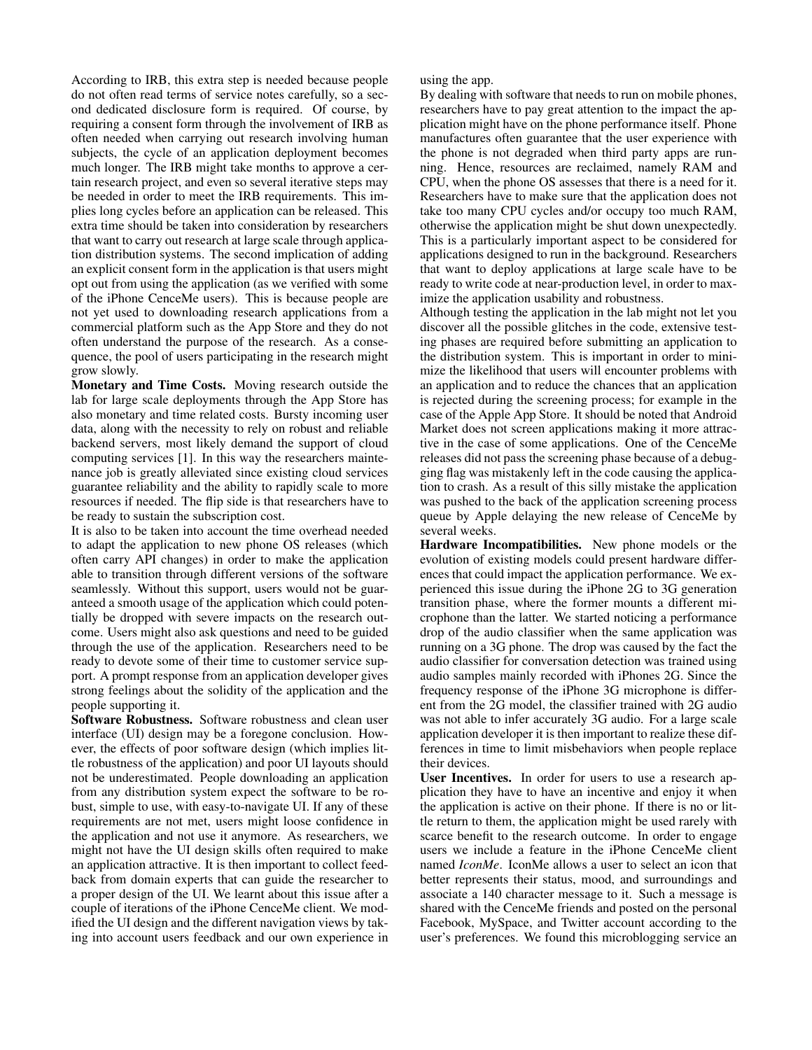According to IRB, this extra step is needed because people do not often read terms of service notes carefully, so a second dedicated disclosure form is required. Of course, by requiring a consent form through the involvement of IRB as often needed when carrying out research involving human subjects, the cycle of an application deployment becomes much longer. The IRB might take months to approve a certain research project, and even so several iterative steps may be needed in order to meet the IRB requirements. This implies long cycles before an application can be released. This extra time should be taken into consideration by researchers that want to carry out research at large scale through application distribution systems. The second implication of adding an explicit consent form in the application is that users might opt out from using the application (as we verified with some of the iPhone CenceMe users). This is because people are not yet used to downloading research applications from a commercial platform such as the App Store and they do not often understand the purpose of the research. As a consequence, the pool of users participating in the research might grow slowly.

**Monetary and Time Costs.** Moving research outside the lab for large scale deployments through the App Store has also monetary and time related costs. Bursty incoming user data, along with the necessity to rely on robust and reliable backend servers, most likely demand the support of cloud computing services [1]. In this way the researchers maintenance job is greatly alleviated since existing cloud services guarantee reliability and the ability to rapidly scale to more resources if needed. The flip side is that researchers have to be ready to sustain the subscription cost.

It is also to be taken into account the time overhead needed to adapt the application to new phone OS releases (which often carry API changes) in order to make the application able to transition through different versions of the software seamlessly. Without this support, users would not be guaranteed a smooth usage of the application which could potentially be dropped with severe impacts on the research outcome. Users might also ask questions and need to be guided through the use of the application. Researchers need to be ready to devote some of their time to customer service support. A prompt response from an application developer gives strong feelings about the solidity of the application and the people supporting it.

**Software Robustness.** Software robustness and clean user interface (UI) design may be a foregone conclusion. However, the effects of poor software design (which implies little robustness of the application) and poor UI layouts should not be underestimated. People downloading an application from any distribution system expect the software to be robust, simple to use, with easy-to-navigate UI. If any of these requirements are not met, users might loose confidence in the application and not use it anymore. As researchers, we might not have the UI design skills often required to make an application attractive. It is then important to collect feedback from domain experts that can guide the researcher to a proper design of the UI. We learnt about this issue after a couple of iterations of the iPhone CenceMe client. We modified the UI design and the different navigation views by taking into account users feedback and our own experience in using the app.

By dealing with software that needs to run on mobile phones, researchers have to pay great attention to the impact the application might have on the phone performance itself. Phone manufactures often guarantee that the user experience with the phone is not degraded when third party apps are running. Hence, resources are reclaimed, namely RAM and CPU, when the phone OS assesses that there is a need for it. Researchers have to make sure that the application does not take too many CPU cycles and/or occupy too much RAM, otherwise the application might be shut down unexpectedly. This is a particularly important aspect to be considered for applications designed to run in the background. Researchers that want to deploy applications at large scale have to be ready to write code at near-production level, in order to maximize the application usability and robustness.

Although testing the application in the lab might not let you discover all the possible glitches in the code, extensive testing phases are required before submitting an application to the distribution system. This is important in order to minimize the likelihood that users will encounter problems with an application and to reduce the chances that an application is rejected during the screening process; for example in the case of the Apple App Store. It should be noted that Android Market does not screen applications making it more attractive in the case of some applications. One of the CenceMe releases did not pass the screening phase because of a debugging flag was mistakenly left in the code causing the application to crash. As a result of this silly mistake the application was pushed to the back of the application screening process queue by Apple delaying the new release of CenceMe by several weeks.

**Hardware Incompatibilities.** New phone models or the evolution of existing models could present hardware differences that could impact the application performance. We experienced this issue during the iPhone 2G to 3G generation transition phase, where the former mounts a different microphone than the latter. We started noticing a performance drop of the audio classifier when the same application was running on a 3G phone. The drop was caused by the fact the audio classifier for conversation detection was trained using audio samples mainly recorded with iPhones 2G. Since the frequency response of the iPhone 3G microphone is different from the 2G model, the classifier trained with 2G audio was not able to infer accurately 3G audio. For a large scale application developer it is then important to realize these differences in time to limit misbehaviors when people replace their devices.

**User Incentives.** In order for users to use a research application they have to have an incentive and enjoy it when the application is active on their phone. If there is no or little return to them, the application might be used rarely with scarce benefit to the research outcome. In order to engage users we include a feature in the iPhone CenceMe client named *IconMe*. IconMe allows a user to select an icon that better represents their status, mood, and surroundings and associate a 140 character message to it. Such a message is shared with the CenceMe friends and posted on the personal Facebook, MySpace, and Twitter account according to the user's preferences. We found this microblogging service an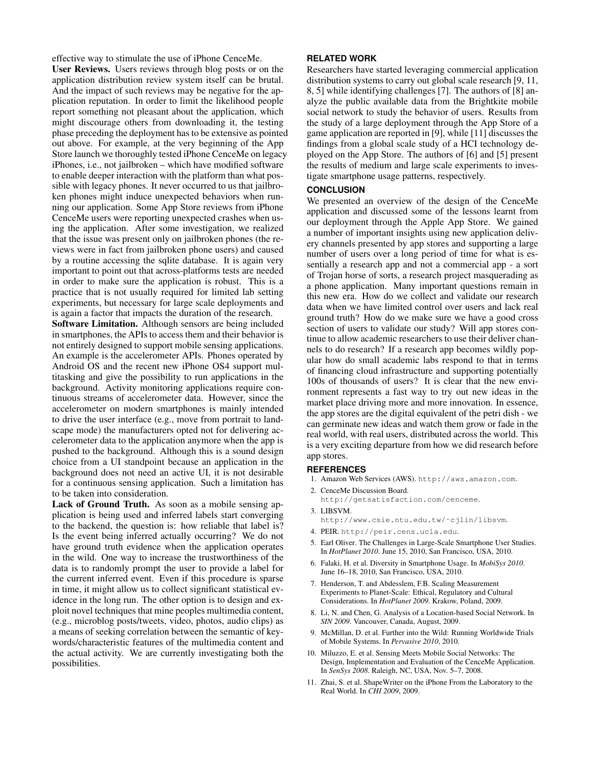effective way to stimulate the use of iPhone CenceMe.

**User Reviews.** Users reviews through blog posts or on the application distribution review system itself can be brutal. And the impact of such reviews may be negative for the application reputation. In order to limit the likelihood people report something not pleasant about the application, which might discourage others from downloading it, the testing phase preceding the deployment has to be extensive as pointed out above. For example, at the very beginning of the App Store launch we thoroughly tested iPhone CenceMe on legacy iPhones, i.e., not jailbroken – which have modified software to enable deeper interaction with the platform than what possible with legacy phones. It never occurred to us that jailbroken phones might induce unexpected behaviors when running our application. Some App Store reviews from iPhone CenceMe users were reporting unexpected crashes when using the application. After some investigation, we realized that the issue was present only on jailbroken phones (the reviews were in fact from jailbroken phone users) and caused by a routine accessing the sqlite database. It is again very important to point out that across-platforms tests are needed in order to make sure the application is robust. This is a practice that is not usually required for limited lab setting experiments, but necessary for large scale deployments and is again a factor that impacts the duration of the research.

**Software Limitation.** Although sensors are being included in smartphones, the APIs to access them and their behavior is not entirely designed to support mobile sensing applications. An example is the accelerometer APIs. Phones operated by Android OS and the recent new iPhone OS4 support multitasking and give the possibility to run applications in the background. Activity monitoring applications require continuous streams of accelerometer data. However, since the accelerometer on modern smartphones is mainly intended to drive the user interface (e.g., move from portrait to landscape mode) the manufacturers opted not for delivering accelerometer data to the application anymore when the app is pushed to the background. Although this is a sound design choice from a UI standpoint because an application in the background does not need an active UI, it is not desirable for a continuous sensing application. Such a limitation has to be taken into consideration.

**Lack of Ground Truth.** As soon as a mobile sensing application is being used and inferred labels start converging to the backend, the question is: how reliable that label is? Is the event being inferred actually occurring? We do not have ground truth evidence when the application operates in the wild. One way to increase the trustworthiness of the data is to randomly prompt the user to provide a label for the current inferred event. Even if this procedure is sparse in time, it might allow us to collect significant statistical evidence in the long run. The other option is to design and exploit novel techniques that mine peoples multimedia content, (e.g., microblog posts/tweets, video, photos, audio clips) as a means of seeking correlation between the semantic of keywords/characteristic features of the multimedia content and the actual activity. We are currently investigating both the possibilities.

## RELATED WORK

Researchers have started leveraging commercial application distribution systems to carry out global scale research [9, 11, 8, 5] while identifying challenges [7]. The authors of [8] analyze the public available data from the Brightkite mobile social network to study the behavior of users. Results from the study of a large deployment through the App Store of a game application are reported in [9], while [11] discusses the findings from a global scale study of a HCI technology deployed on the App Store. The authors of [6] and [5] present the results of medium and large scale experiments to investigate smartphone usage patterns, respectively.

## CONCLUSION

We presented an overview of the design of the CenceMe application and discussed some of the lessons learnt from our deployment through the Apple App Store. We gained a number of important insights using new application delivery channels presented by app stores and supporting a large number of users over a long period of time for what is essentially a research app and not a commercial app - a sort of Trojan horse of sorts, a research project masquerading as a phone application. Many important questions remain in this new era. How do we collect and validate our research data when we have limited control over users and lack real ground truth? How do we make sure we have a good cross section of users to validate our study? Will app stores continue to allow academic researchers to use their deliver channels to do research? If a research app becomes wildly popular how do small academic labs respond to that in terms of financing cloud infrastructure and supporting potentially 100s of thousands of users? It is clear that the new environment represents a fast way to try out new ideas in the market place driving more and more innovation. In essence, the app stores are the digital equivalent of the petri dish - we can germinate new ideas and watch them grow or fade in the real world, with real users, distributed across the world. This is a very exciting departure from how we did research before app stores.

## REFERENCES

1. Amazon Web Services (AWS). `http://aws.amazon.com`.
2. CenceMe Discussion Board. `http://getsatisfaction.com/cenceme`.
3. LIBSVM. `http://www.csie.ntu.edu.tw/~cjlin/libsvm`.
4. PEIR. `http://peir.cens.ucla.edu`.
5. Earl Oliver. The Challenges in Large-Scale Smartphone User Studies. In *HotPlanet 2010*. June 15, 2010, San Francisco, USA, 2010.
6. Falaki, H. et al. Diversity in Smartphone Usage. In *MobiSys 2010*. June 16–18, 2010, San Francisco, USA, 2010.
7. Henderson, T. and Abdesslem, F.B. Scaling Measurement Experiments to Planet-Scale: Ethical, Regulatory and Cultural Considerations. In *HotPlanet 2009*. Krakow, Poland, 2009.
8. Li, N. and Chen, G. Analysis of a Location-based Social Network. In *SIN 2009*. Vancouver, Canada, August, 2009.
9. McMillan, D. et al. Further into the Wild: Running Worldwide Trials of Mobile Systems. In *Pervasive 2010*, 2010.
10. Miluzzo, E. et al. Sensing Meets Mobile Social Networks: The Design, Implementation and Evaluation of the CenceMe Application. In *SenSys 2008*. Raleigh, NC, USA, Nov. 5–7, 2008.
11. Zhai, S. et al. ShapeWriter on the iPhone From the Laboratory to the Real World. In *CHI 2009*, 2009.